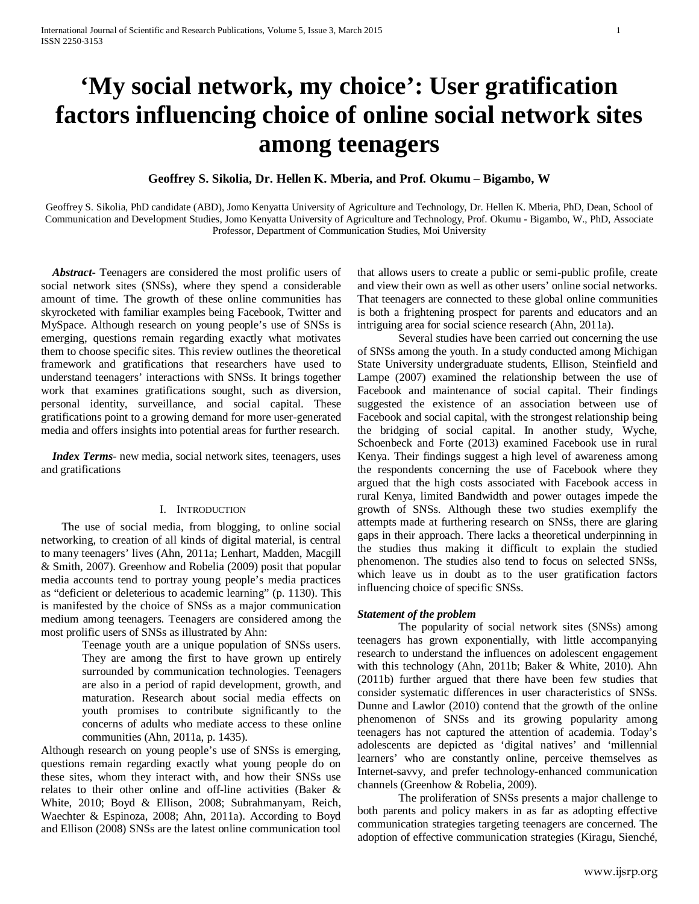# 'My social network, my choice': User gratification factors influencing choice of online social network sites among teenagers

**Geoffrey S. Sikolia, Dr. Hellen K. Mberia, and Prof. Okumu – Bigambo, W**

Geoffrey S. Sikolia, PhD candidate (ABD), Jomo Kenyatta University of Agriculture and Technology, Dr. Hellen K. Mberia, PhD, Dean, School of Communication and Development Studies, Jomo Kenyatta University of Agriculture and Technology, Prof. Okumu - Bigambo, W., PhD, Associate Professor, Department of Communication Studies, Moi University

***Abstract***- Teenagers are considered the most prolific users of social network sites (SNSs), where they spend a considerable amount of time. The growth of these online communities has skyrocketed with familiar examples being Facebook, Twitter and MySpace. Although research on young people's use of SNSs is emerging, questions remain regarding exactly what motivates them to choose specific sites. This review outlines the theoretical framework and gratifications that researchers have used to understand teenagers' interactions with SNSs. It brings together work that examines gratifications sought, such as diversion, personal identity, surveillance, and social capital. These gratifications point to a growing demand for more user-generated media and offers insights into potential areas for further research.

***Index Terms***- new media, social network sites, teenagers, uses and gratifications

## I. Introduction

The use of social media, from blogging, to online social networking, to creation of all kinds of digital material, is central to many teenagers' lives (Ahn, 2011a; Lenhart, Madden, Macgill & Smith, 2007). Greenhow and Robelia (2009) posit that popular media accounts tend to portray young people's media practices as "deficient or deleterious to academic learning" (p. 1130). This is manifested by the choice of SNSs as a major communication medium among teenagers. Teenagers are considered among the most prolific users of SNSs as illustrated by Ahn:

> Teenage youth are a unique population of SNSs users. They are among the first to have grown up entirely surrounded by communication technologies. Teenagers are also in a period of rapid development, growth, and maturation. Research about social media effects on youth promises to contribute significantly to the concerns of adults who mediate access to these online communities (Ahn, 2011a, p. 1435).

Although research on young people's use of SNSs is emerging, questions remain regarding exactly what young people do on these sites, whom they interact with, and how their SNSs use relates to their other online and off-line activities (Baker & White, 2010; Boyd & Ellison, 2008; Subrahmanyam, Reich, Waechter & Espinoza, 2008; Ahn, 2011a). According to Boyd and Ellison (2008) SNSs are the latest online communication tool that allows users to create a public or semi-public profile, create and view their own as well as other users' online social networks. That teenagers are connected to these global online communities is both a frightening prospect for parents and educators and an intriguing area for social science research (Ahn, 2011a).

Several studies have been carried out concerning the use of SNSs among the youth. In a study conducted among Michigan State University undergraduate students, Ellison, Steinfield and Lampe (2007) examined the relationship between the use of Facebook and maintenance of social capital. Their findings suggested the existence of an association between use of Facebook and social capital, with the strongest relationship being the bridging of social capital. In another study, Wyche, Schoenbeck and Forte (2013) examined Facebook use in rural Kenya. Their findings suggest a high level of awareness among the respondents concerning the use of Facebook where they argued that the high costs associated with Facebook access in rural Kenya, limited Bandwidth and power outages impede the growth of SNSs. Although these two studies exemplify the attempts made at furthering research on SNSs, there are glaring gaps in their approach. There lacks a theoretical underpinning in the studies thus making it difficult to explain the studied phenomenon. The studies also tend to focus on selected SNSs, which leave us in doubt as to the user gratification factors influencing choice of specific SNSs.

### *Statement of the problem*

The popularity of social network sites (SNSs) among teenagers has grown exponentially, with little accompanying research to understand the influences on adolescent engagement with this technology (Ahn, 2011b; Baker & White, 2010). Ahn (2011b) further argued that there have been few studies that consider systematic differences in user characteristics of SNSs. Dunne and Lawlor (2010) contend that the growth of the online phenomenon of SNSs and its growing popularity among teenagers has not captured the attention of academia. Today's adolescents are depicted as 'digital natives' and 'millennial learners' who are constantly online, perceive themselves as Internet-savvy, and prefer technology-enhanced communication channels (Greenhow & Robelia, 2009).

The proliferation of SNSs presents a major challenge to both parents and policy makers in as far as adopting effective communication strategies targeting teenagers are concerned. The adoption of effective communication strategies (Kiragu, Sienché,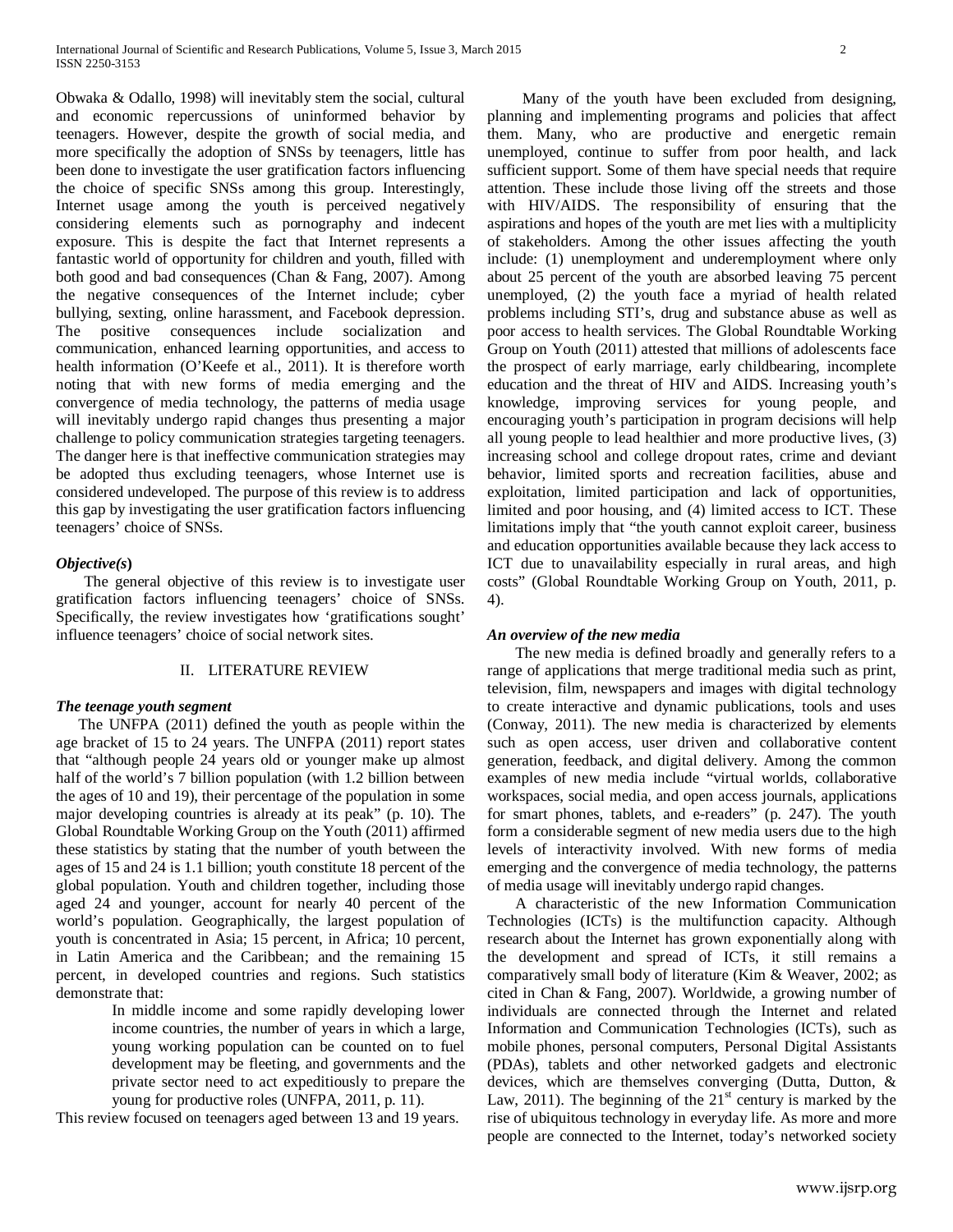Obwaka & Odallo, 1998) will inevitably stem the social, cultural and economic repercussions of uninformed behavior by teenagers. However, despite the growth of social media, and more specifically the adoption of SNSs by teenagers, little has been done to investigate the user gratification factors influencing the choice of specific SNSs among this group. Interestingly, Internet usage among the youth is perceived negatively considering elements such as pornography and indecent exposure. This is despite the fact that Internet represents a fantastic world of opportunity for children and youth, filled with both good and bad consequences (Chan & Fang, 2007). Among the negative consequences of the Internet include; cyber bullying, sexting, online harassment, and Facebook depression. The positive consequences include socialization and communication, enhanced learning opportunities, and access to health information (O'Keefe et al., 2011). It is therefore worth noting that with new forms of media emerging and the convergence of media technology, the patterns of media usage will inevitably undergo rapid changes thus presenting a major challenge to policy communication strategies targeting teenagers. The danger here is that ineffective communication strategies may be adopted thus excluding teenagers, whose Internet use is considered undeveloped. The purpose of this review is to address this gap by investigating the user gratification factors influencing teenagers' choice of SNSs.

***Objective(s)***

The general objective of this review is to investigate user gratification factors influencing teenagers' choice of SNSs. Specifically, the review investigates how 'gratifications sought' influence teenagers' choice of social network sites.

## II. LITERATURE REVIEW

***The teenage youth segment***

The UNFPA (2011) defined the youth as people within the age bracket of 15 to 24 years. The UNFPA (2011) report states that "although people 24 years old or younger make up almost half of the world's 7 billion population (with 1.2 billion between the ages of 10 and 19), their percentage of the population in some major developing countries is already at its peak" (p. 10). The Global Roundtable Working Group on the Youth (2011) affirmed these statistics by stating that the number of youth between the ages of 15 and 24 is 1.1 billion; youth constitute 18 percent of the global population. Youth and children together, including those aged 24 and younger, account for nearly 40 percent of the world's population. Geographically, the largest population of youth is concentrated in Asia; 15 percent, in Africa; 10 percent, in Latin America and the Caribbean; and the remaining 15 percent, in developed countries and regions. Such statistics demonstrate that:

> In middle income and some rapidly developing lower income countries, the number of years in which a large, young working population can be counted on to fuel development may be fleeting, and governments and the private sector need to act expeditiously to prepare the young for productive roles (UNFPA, 2011, p. 11).

This review focused on teenagers aged between 13 and 19 years.

Many of the youth have been excluded from designing, planning and implementing programs and policies that affect them. Many, who are productive and energetic remain unemployed, continue to suffer from poor health, and lack sufficient support. Some of them have special needs that require attention. These include those living off the streets and those with HIV/AIDS. The responsibility of ensuring that the aspirations and hopes of the youth are met lies with a multiplicity of stakeholders. Among the other issues affecting the youth include: (1) unemployment and underemployment where only about 25 percent of the youth are absorbed leaving 75 percent unemployed, (2) the youth face a myriad of health related problems including STI's, drug and substance abuse as well as poor access to health services. The Global Roundtable Working Group on Youth (2011) attested that millions of adolescents face the prospect of early marriage, early childbearing, incomplete education and the threat of HIV and AIDS. Increasing youth's knowledge, improving services for young people, and encouraging youth's participation in program decisions will help all young people to lead healthier and more productive lives, (3) increasing school and college dropout rates, crime and deviant behavior, limited sports and recreation facilities, abuse and exploitation, limited participation and lack of opportunities, limited and poor housing, and (4) limited access to ICT. These limitations imply that "the youth cannot exploit career, business and education opportunities available because they lack access to ICT due to unavailability especially in rural areas, and high costs" (Global Roundtable Working Group on Youth, 2011, p. 4).

***An overview of the new media***

The new media is defined broadly and generally refers to a range of applications that merge traditional media such as print, television, film, newspapers and images with digital technology to create interactive and dynamic publications, tools and uses (Conway, 2011). The new media is characterized by elements such as open access, user driven and collaborative content generation, feedback, and digital delivery. Among the common examples of new media include "virtual worlds, collaborative workspaces, social media, and open access journals, applications for smart phones, tablets, and e-readers" (p. 247). The youth form a considerable segment of new media users due to the high levels of interactivity involved. With new forms of media emerging and the convergence of media technology, the patterns of media usage will inevitably undergo rapid changes.

A characteristic of the new Information Communication Technologies (ICTs) is the multifunction capacity. Although research about the Internet has grown exponentially along with the development and spread of ICTs, it still remains a comparatively small body of literature (Kim & Weaver, 2002; as cited in Chan & Fang, 2007). Worldwide, a growing number of individuals are connected through the Internet and related Information and Communication Technologies (ICTs), such as mobile phones, personal computers, Personal Digital Assistants (PDAs), tablets and other networked gadgets and electronic devices, which are themselves converging (Dutta, Dutton, & Law, 2011). The beginning of the 21st century is marked by the rise of ubiquitous technology in everyday life. As more and more people are connected to the Internet, today's networked society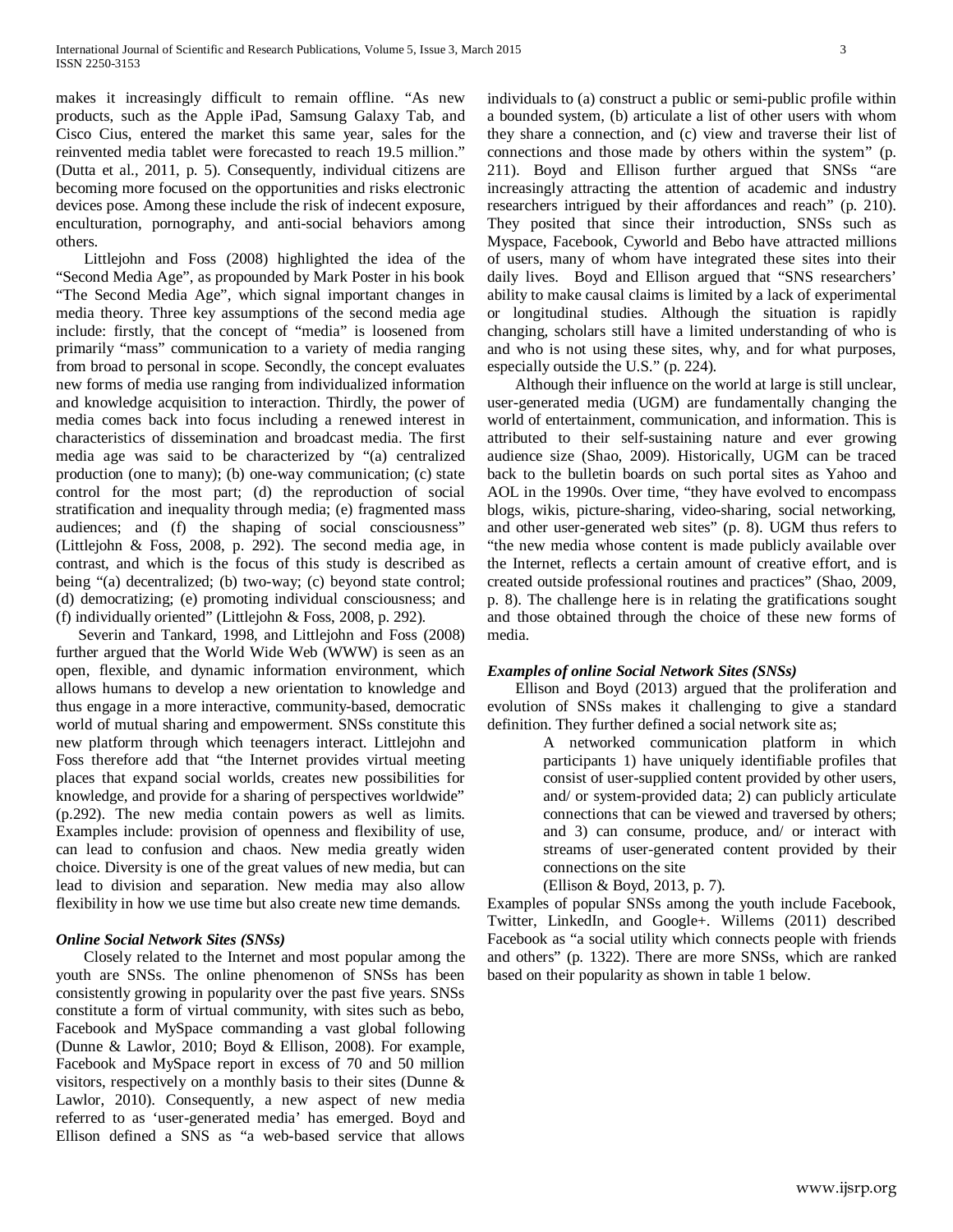makes it increasingly difficult to remain offline. "As new products, such as the Apple iPad, Samsung Galaxy Tab, and Cisco Cius, entered the market this same year, sales for the reinvented media tablet were forecasted to reach 19.5 million." (Dutta et al., 2011, p. 5). Consequently, individual citizens are becoming more focused on the opportunities and risks electronic devices pose. Among these include the risk of indecent exposure, enculturation, pornography, and anti-social behaviors among others.

Littlejohn and Foss (2008) highlighted the idea of the "Second Media Age", as propounded by Mark Poster in his book "The Second Media Age", which signal important changes in media theory. Three key assumptions of the second media age include: firstly, that the concept of "media" is loosened from primarily "mass" communication to a variety of media ranging from broad to personal in scope. Secondly, the concept evaluates new forms of media use ranging from individualized information and knowledge acquisition to interaction. Thirdly, the power of media comes back into focus including a renewed interest in characteristics of dissemination and broadcast media. The first media age was said to be characterized by "(a) centralized production (one to many); (b) one-way communication; (c) state control for the most part; (d) the reproduction of social stratification and inequality through media; (e) fragmented mass audiences; and (f) the shaping of social consciousness" (Littlejohn & Foss, 2008, p. 292). The second media age, in contrast, and which is the focus of this study is described as being "(a) decentralized; (b) two-way; (c) beyond state control; (d) democratizing; (e) promoting individual consciousness; and (f) individually oriented" (Littlejohn & Foss, 2008, p. 292).

Severin and Tankard, 1998, and Littlejohn and Foss (2008) further argued that the World Wide Web (WWW) is seen as an open, flexible, and dynamic information environment, which allows humans to develop a new orientation to knowledge and thus engage in a more interactive, community-based, democratic world of mutual sharing and empowerment. SNSs constitute this new platform through which teenagers interact. Littlejohn and Foss therefore add that "the Internet provides virtual meeting places that expand social worlds, creates new possibilities for knowledge, and provide for a sharing of perspectives worldwide" (p.292). The new media contain powers as well as limits. Examples include: provision of openness and flexibility of use, can lead to confusion and chaos. New media greatly widen choice. Diversity is one of the great values of new media, but can lead to division and separation. New media may also allow flexibility in how we use time but also create new time demands.

### *Online Social Network Sites (SNSs)*

Closely related to the Internet and most popular among the youth are SNSs. The online phenomenon of SNSs has been consistently growing in popularity over the past five years. SNSs constitute a form of virtual community, with sites such as bebo, Facebook and MySpace commanding a vast global following (Dunne & Lawlor, 2010; Boyd & Ellison, 2008). For example, Facebook and MySpace report in excess of 70 and 50 million visitors, respectively on a monthly basis to their sites (Dunne & Lawlor, 2010). Consequently, a new aspect of new media referred to as 'user-generated media' has emerged. Boyd and Ellison defined a SNS as "a web-based service that allows individuals to (a) construct a public or semi-public profile within a bounded system, (b) articulate a list of other users with whom they share a connection, and (c) view and traverse their list of connections and those made by others within the system" (p. 211). Boyd and Ellison further argued that SNSs "are increasingly attracting the attention of academic and industry researchers intrigued by their affordances and reach" (p. 210). They posited that since their introduction, SNSs such as Myspace, Facebook, Cyworld and Bebo have attracted millions of users, many of whom have integrated these sites into their daily lives. Boyd and Ellison argued that "SNS researchers' ability to make causal claims is limited by a lack of experimental or longitudinal studies. Although the situation is rapidly changing, scholars still have a limited understanding of who is and who is not using these sites, why, and for what purposes, especially outside the U.S." (p. 224).

Although their influence on the world at large is still unclear, user-generated media (UGM) are fundamentally changing the world of entertainment, communication, and information. This is attributed to their self-sustaining nature and ever growing audience size (Shao, 2009). Historically, UGM can be traced back to the bulletin boards on such portal sites as Yahoo and AOL in the 1990s. Over time, "they have evolved to encompass blogs, wikis, picture-sharing, video-sharing, social networking, and other user-generated web sites" (p. 8). UGM thus refers to "the new media whose content is made publicly available over the Internet, reflects a certain amount of creative effort, and is created outside professional routines and practices" (Shao, 2009, p. 8). The challenge here is in relating the gratifications sought and those obtained through the choice of these new forms of media.

### *Examples of online Social Network Sites (SNSs)*

Ellison and Boyd (2013) argued that the proliferation and evolution of SNSs makes it challenging to give a standard definition. They further defined a social network site as;

> A networked communication platform in which participants 1) have uniquely identifiable profiles that consist of user-supplied content provided by other users, and/ or system-provided data; 2) can publicly articulate connections that can be viewed and traversed by others; and 3) can consume, produce, and/ or interact with streams of user-generated content provided by their connections on the site
>
> (Ellison & Boyd, 2013, p. 7).

Examples of popular SNSs among the youth include Facebook, Twitter, LinkedIn, and Google+. Willems (2011) described Facebook as "a social utility which connects people with friends and others" (p. 1322). There are more SNSs, which are ranked based on their popularity as shown in table 1 below.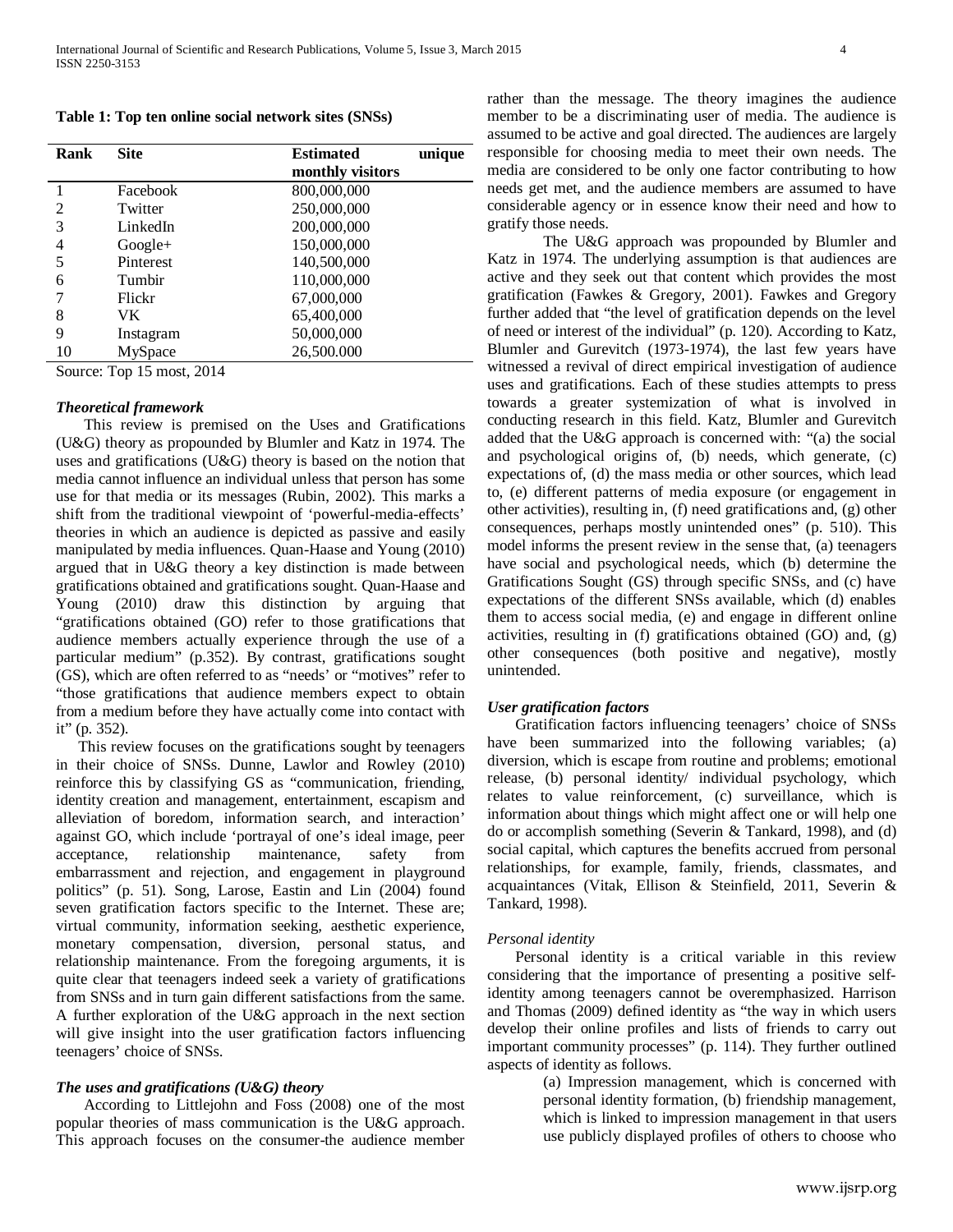**Table 1: Top ten online social network sites (SNSs)**

| Rank | Site | Estimated unique monthly visitors |
|---|---|---|
| 1 | Facebook | 800,000,000 |
| 2 | Twitter | 250,000,000 |
| 3 | LinkedIn | 200,000,000 |
| 4 | Google+ | 150,000,000 |
| 5 | Pinterest | 140,500,000 |
| 6 | Tumbir | 110,000,000 |
| 7 | Flickr | 67,000,000 |
| 8 | VK | 65,400,000 |
| 9 | Instagram | 50,000,000 |
| 10 | MySpace | 26,500.000 |

Source: Top 15 most, 2014

### *Theoretical framework*

This review is premised on the Uses and Gratifications (U&G) theory as propounded by Blumler and Katz in 1974. The uses and gratifications (U&G) theory is based on the notion that media cannot influence an individual unless that person has some use for that media or its messages (Rubin, 2002). This marks a shift from the traditional viewpoint of 'powerful-media-effects' theories in which an audience is depicted as passive and easily manipulated by media influences. Quan-Haase and Young (2010) argued that in U&G theory a key distinction is made between gratifications obtained and gratifications sought. Quan-Haase and Young (2010) draw this distinction by arguing that "gratifications obtained (GO) refer to those gratifications that audience members actually experience through the use of a particular medium" (p.352). By contrast, gratifications sought (GS), which are often referred to as "needs' or "motives" refer to "those gratifications that audience members expect to obtain from a medium before they have actually come into contact with it" (p. 352).

This review focuses on the gratifications sought by teenagers in their choice of SNSs. Dunne, Lawlor and Rowley (2010) reinforce this by classifying GS as "communication, friending, identity creation and management, entertainment, escapism and alleviation of boredom, information search, and interaction' against GO, which include 'portrayal of one's ideal image, peer acceptance, relationship maintenance, safety from embarrassment and rejection, and engagement in playground politics" (p. 51). Song, Larose, Eastin and Lin (2004) found seven gratification factors specific to the Internet. These are; virtual community, information seeking, aesthetic experience, monetary compensation, diversion, personal status, and relationship maintenance. From the foregoing arguments, it is quite clear that teenagers indeed seek a variety of gratifications from SNSs and in turn gain different satisfactions from the same. A further exploration of the U&G approach in the next section will give insight into the user gratification factors influencing teenagers' choice of SNSs.

### *The uses and gratifications (U&G) theory*

According to Littlejohn and Foss (2008) one of the most popular theories of mass communication is the U&G approach. This approach focuses on the consumer-the audience member rather than the message. The theory imagines the audience member to be a discriminating user of media. The audience is assumed to be active and goal directed. The audiences are largely responsible for choosing media to meet their own needs. The media are considered to be only one factor contributing to how needs get met, and the audience members are assumed to have considerable agency or in essence know their need and how to gratify those needs.

The U&G approach was propounded by Blumler and Katz in 1974. The underlying assumption is that audiences are active and they seek out that content which provides the most gratification (Fawkes & Gregory, 2001). Fawkes and Gregory further added that "the level of gratification depends on the level of need or interest of the individual" (p. 120). According to Katz, Blumler and Gurevitch (1973-1974), the last few years have witnessed a revival of direct empirical investigation of audience uses and gratifications. Each of these studies attempts to press towards a greater systemization of what is involved in conducting research in this field. Katz, Blumler and Gurevitch added that the U&G approach is concerned with: "(a) the social and psychological origins of, (b) needs, which generate, (c) expectations of, (d) the mass media or other sources, which lead to, (e) different patterns of media exposure (or engagement in other activities), resulting in, (f) need gratifications and, (g) other consequences, perhaps mostly unintended ones" (p. 510). This model informs the present review in the sense that, (a) teenagers have social and psychological needs, which (b) determine the Gratifications Sought (GS) through specific SNSs, and (c) have expectations of the different SNSs available, which (d) enables them to access social media, (e) and engage in different online activities, resulting in (f) gratifications obtained (GO) and, (g) other consequences (both positive and negative), mostly unintended.

### *User gratification factors*

Gratification factors influencing teenagers' choice of SNSs have been summarized into the following variables; (a) diversion, which is escape from routine and problems; emotional release, (b) personal identity/ individual psychology, which relates to value reinforcement, (c) surveillance, which is information about things which might affect one or will help one do or accomplish something (Severin & Tankard, 1998), and (d) social capital, which captures the benefits accrued from personal relationships, for example, family, friends, classmates, and acquaintances (Vitak, Ellison & Steinfield, 2011, Severin & Tankard, 1998).

#### *Personal identity*

Personal identity is a critical variable in this review considering that the importance of presenting a positive self-identity among teenagers cannot be overemphasized. Harrison and Thomas (2009) defined identity as "the way in which users develop their online profiles and lists of friends to carry out important community processes" (p. 114). They further outlined aspects of identity as follows.

> (a) Impression management, which is concerned with personal identity formation, (b) friendship management, which is linked to impression management in that users use publicly displayed profiles of others to choose who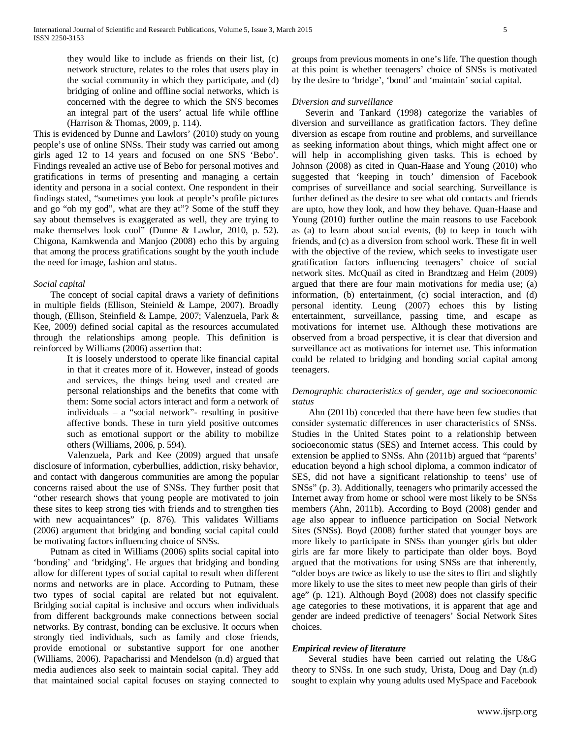> they would like to include as friends on their list, (c) network structure, relates to the roles that users play in the social community in which they participate, and (d) bridging of online and offline social networks, which is concerned with the degree to which the SNS becomes an integral part of the users' actual life while offline (Harrison & Thomas, 2009, p. 114).

This is evidenced by Dunne and Lawlors' (2010) study on young people's use of online SNSs. Their study was carried out among girls aged 12 to 14 years and focused on one SNS 'Bebo'. Findings revealed an active use of Bebo for personal motives and gratifications in terms of presenting and managing a certain identity and persona in a social context. One respondent in their findings stated, "sometimes you look at people's profile pictures and go "oh my god", what are they at"? Some of the stuff they say about themselves is exaggerated as well, they are trying to make themselves look cool" (Dunne & Lawlor, 2010, p. 52). Chigona, Kamkwenda and Manjoo (2008) echo this by arguing that among the process gratifications sought by the youth include the need for image, fashion and status.

*Social capital*

The concept of social capital draws a variety of definitions in multiple fields (Ellison, Steinield & Lampe, 2007). Broadly though, (Ellison, Steinfield & Lampe, 2007; Valenzuela, Park & Kee, 2009) defined social capital as the resources accumulated through the relationships among people. This definition is reinforced by Williams (2006) assertion that:

> It is loosely understood to operate like financial capital in that it creates more of it. However, instead of goods and services, the things being used and created are personal relationships and the benefits that come with them: Some social actors interact and form a network of individuals – a "social network"- resulting in positive affective bonds. These in turn yield positive outcomes such as emotional support or the ability to mobilize others (Williams, 2006, p. 594).

Valenzuela, Park and Kee (2009) argued that unsafe disclosure of information, cyberbullies, addiction, risky behavior, and contact with dangerous communities are among the popular concerns raised about the use of SNSs. They further posit that "other research shows that young people are motivated to join these sites to keep strong ties with friends and to strengthen ties with new acquaintances" (p. 876). This validates Williams (2006) argument that bridging and bonding social capital could be motivating factors influencing choice of SNSs.

Putnam as cited in Williams (2006) splits social capital into 'bonding' and 'bridging'. He argues that bridging and bonding allow for different types of social capital to result when different norms and networks are in place. According to Putnam, these two types of social capital are related but not equivalent. Bridging social capital is inclusive and occurs when individuals from different backgrounds make connections between social networks. By contrast, bonding can be exclusive. It occurs when strongly tied individuals, such as family and close friends, provide emotional or substantive support for one another (Williams, 2006). Papacharissi and Mendelson (n.d) argued that media audiences also seek to maintain social capital. They add that maintained social capital focuses on staying connected to groups from previous moments in one's life. The question though at this point is whether teenagers' choice of SNSs is motivated by the desire to 'bridge', 'bond' and 'maintain' social capital.

*Diversion and surveillance*

Severin and Tankard (1998) categorize the variables of diversion and surveillance as gratification factors. They define diversion as escape from routine and problems, and surveillance as seeking information about things, which might affect one or will help in accomplishing given tasks. This is echoed by Johnson (2008) as cited in Quan-Haase and Young (2010) who suggested that 'keeping in touch' dimension of Facebook comprises of surveillance and social searching. Surveillance is further defined as the desire to see what old contacts and friends are upto, how they look, and how they behave. Quan-Haase and Young (2010) further outline the main reasons to use Facebook as (a) to learn about social events, (b) to keep in touch with friends, and (c) as a diversion from school work. These fit in well with the objective of the review, which seeks to investigate user gratification factors influencing teenagers' choice of social network sites. McQuail as cited in Brandtzæg and Heim (2009) argued that there are four main motivations for media use; (a) information, (b) entertainment, (c) social interaction, and (d) personal identity. Leung (2007) echoes this by listing entertainment, surveillance, passing time, and escape as motivations for internet use. Although these motivations are observed from a broad perspective, it is clear that diversion and surveillance act as motivations for internet use. This information could be related to bridging and bonding social capital among teenagers.

*Demographic characteristics of gender, age and socioeconomic status*

Ahn (2011b) conceded that there have been few studies that consider systematic differences in user characteristics of SNSs. Studies in the United States point to a relationship between socioeconomic status (SES) and Internet access. This could by extension be applied to SNSs. Ahn (2011b) argued that "parents' education beyond a high school diploma, a common indicator of SES, did not have a significant relationship to teens' use of SNSs" (p. 3). Additionally, teenagers who primarily accessed the Internet away from home or school were most likely to be SNSs members (Ahn, 2011b). According to Boyd (2008) gender and age also appear to influence participation on Social Network Sites (SNSs). Boyd (2008) further stated that younger boys are more likely to participate in SNSs than younger girls but older girls are far more likely to participate than older boys. Boyd argued that the motivations for using SNSs are that inherently, "older boys are twice as likely to use the sites to flirt and slightly more likely to use the sites to meet new people than girls of their age" (p. 121). Although Boyd (2008) does not classify specific age categories to these motivations, it is apparent that age and gender are indeed predictive of teenagers' Social Network Sites choices.

***Empirical review of literature***

Several studies have been carried out relating the U&G theory to SNSs. In one such study, Urista, Doug and Day (n.d) sought to explain why young adults used MySpace and Facebook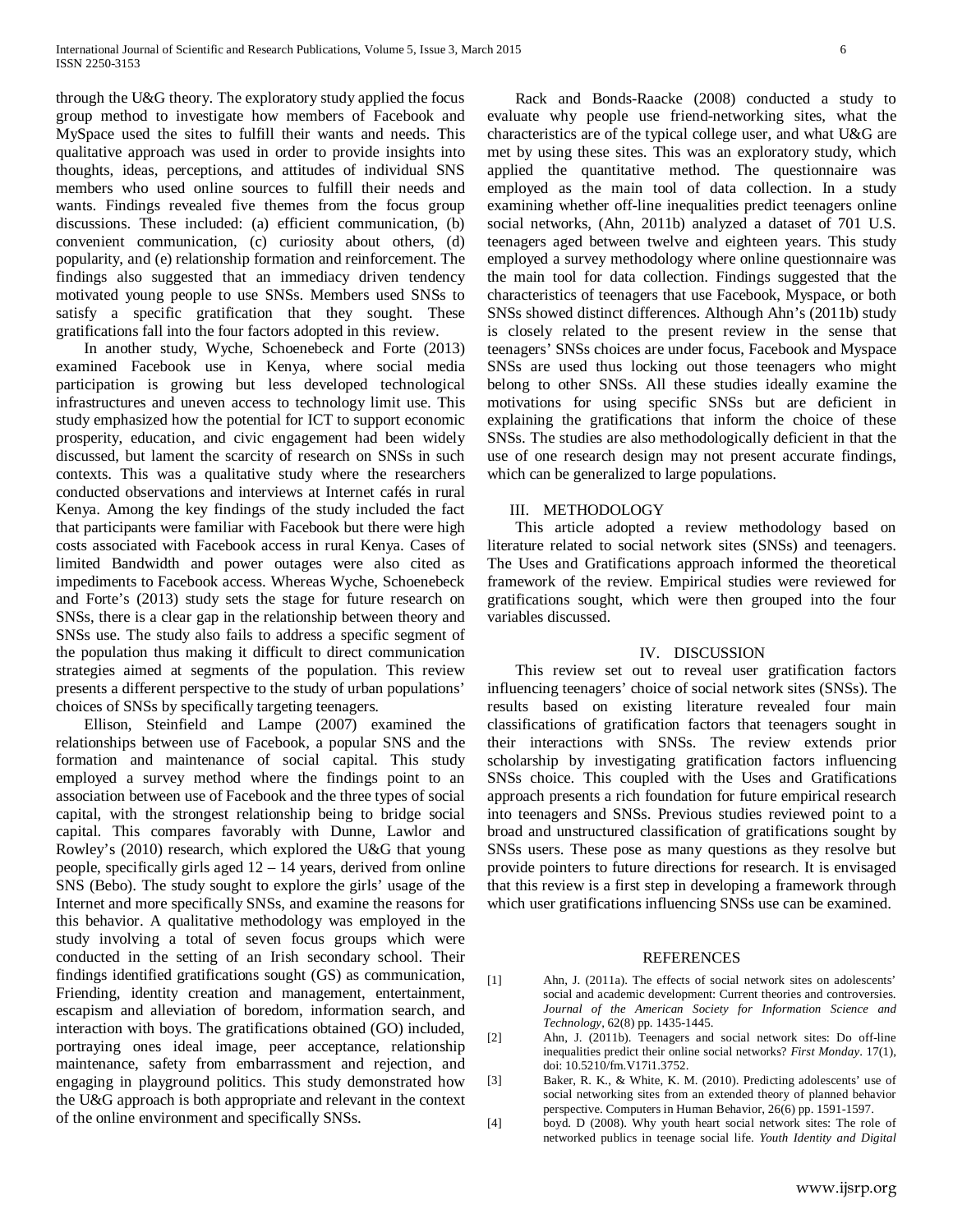through the U&G theory. The exploratory study applied the focus group method to investigate how members of Facebook and MySpace used the sites to fulfill their wants and needs. This qualitative approach was used in order to provide insights into thoughts, ideas, perceptions, and attitudes of individual SNS members who used online sources to fulfill their needs and wants. Findings revealed five themes from the focus group discussions. These included: (a) efficient communication, (b) convenient communication, (c) curiosity about others, (d) popularity, and (e) relationship formation and reinforcement. The findings also suggested that an immediacy driven tendency motivated young people to use SNSs. Members used SNSs to satisfy a specific gratification that they sought. These gratifications fall into the four factors adopted in this review.

In another study, Wyche, Schoenebeck and Forte (2013) examined Facebook use in Kenya, where social media participation is growing but less developed technological infrastructures and uneven access to technology limit use. This study emphasized how the potential for ICT to support economic prosperity, education, and civic engagement had been widely discussed, but lament the scarcity of research on SNSs in such contexts. This was a qualitative study where the researchers conducted observations and interviews at Internet cafés in rural Kenya. Among the key findings of the study included the fact that participants were familiar with Facebook but there were high costs associated with Facebook access in rural Kenya. Cases of limited Bandwidth and power outages were also cited as impediments to Facebook access. Whereas Wyche, Schoenebeck and Forte's (2013) study sets the stage for future research on SNSs, there is a clear gap in the relationship between theory and SNSs use. The study also fails to address a specific segment of the population thus making it difficult to direct communication strategies aimed at segments of the population. This review presents a different perspective to the study of urban populations' choices of SNSs by specifically targeting teenagers.

Ellison, Steinfield and Lampe (2007) examined the relationships between use of Facebook, a popular SNS and the formation and maintenance of social capital. This study employed a survey method where the findings point to an association between use of Facebook and the three types of social capital, with the strongest relationship being to bridge social capital. This compares favorably with Dunne, Lawlor and Rowley's (2010) research, which explored the U&G that young people, specifically girls aged 12 – 14 years, derived from online SNS (Bebo). The study sought to explore the girls' usage of the Internet and more specifically SNSs, and examine the reasons for this behavior. A qualitative methodology was employed in the study involving a total of seven focus groups which were conducted in the setting of an Irish secondary school. Their findings identified gratifications sought (GS) as communication, Friending, identity creation and management, entertainment, escapism and alleviation of boredom, information search, and interaction with boys. The gratifications obtained (GO) included, portraying ones ideal image, peer acceptance, relationship maintenance, safety from embarrassment and rejection, and engaging in playground politics. This study demonstrated how the U&G approach is both appropriate and relevant in the context of the online environment and specifically SNSs.

Rack and Bonds-Raacke (2008) conducted a study to evaluate why people use friend-networking sites, what the characteristics are of the typical college user, and what U&G are met by using these sites. This was an exploratory study, which applied the quantitative method. The questionnaire was employed as the main tool of data collection. In a study examining whether off-line inequalities predict teenagers online social networks, (Ahn, 2011b) analyzed a dataset of 701 U.S. teenagers aged between twelve and eighteen years. This study employed a survey methodology where online questionnaire was the main tool for data collection. Findings suggested that the characteristics of teenagers that use Facebook, Myspace, or both SNSs showed distinct differences. Although Ahn's (2011b) study is closely related to the present review in the sense that teenagers' SNSs choices are under focus, Facebook and Myspace SNSs are used thus locking out those teenagers who might belong to other SNSs. All these studies ideally examine the motivations for using specific SNSs but are deficient in explaining the gratifications that inform the choice of these SNSs. The studies are also methodologically deficient in that the use of one research design may not present accurate findings, which can be generalized to large populations.

## III. METHODOLOGY

This article adopted a review methodology based on literature related to social network sites (SNSs) and teenagers. The Uses and Gratifications approach informed the theoretical framework of the review. Empirical studies were reviewed for gratifications sought, which were then grouped into the four variables discussed.

## IV. DISCUSSION

This review set out to reveal user gratification factors influencing teenagers' choice of social network sites (SNSs). The results based on existing literature revealed four main classifications of gratification factors that teenagers sought in their interactions with SNSs. The review extends prior scholarship by investigating gratification factors influencing SNSs choice. This coupled with the Uses and Gratifications approach presents a rich foundation for future empirical research into teenagers and SNSs. Previous studies reviewed point to a broad and unstructured classification of gratifications sought by SNSs users. These pose as many questions as they resolve but provide pointers to future directions for research. It is envisaged that this review is a first step in developing a framework through which user gratifications influencing SNSs use can be examined.

## REFERENCES

[1] Ahn, J. (2011a). The effects of social network sites on adolescents' social and academic development: Current theories and controversies. *Journal of the American Society for Information Science and Technology*, 62(8) pp. 1435-1445.

[2] Ahn, J. (2011b). Teenagers and social network sites: Do off-line inequalities predict their online social networks? *First Monday*. 17(1), doi: 10.5210/fm.V17i1.3752.

[3] Baker, R. K., & White, K. M. (2010). Predicting adolescents' use of social networking sites from an extended theory of planned behavior perspective. Computers in Human Behavior, 26(6) pp. 1591-1597.

[4] boyd. D (2008). Why youth heart social network sites: The role of networked publics in teenage social life. *Youth Identity and Digital*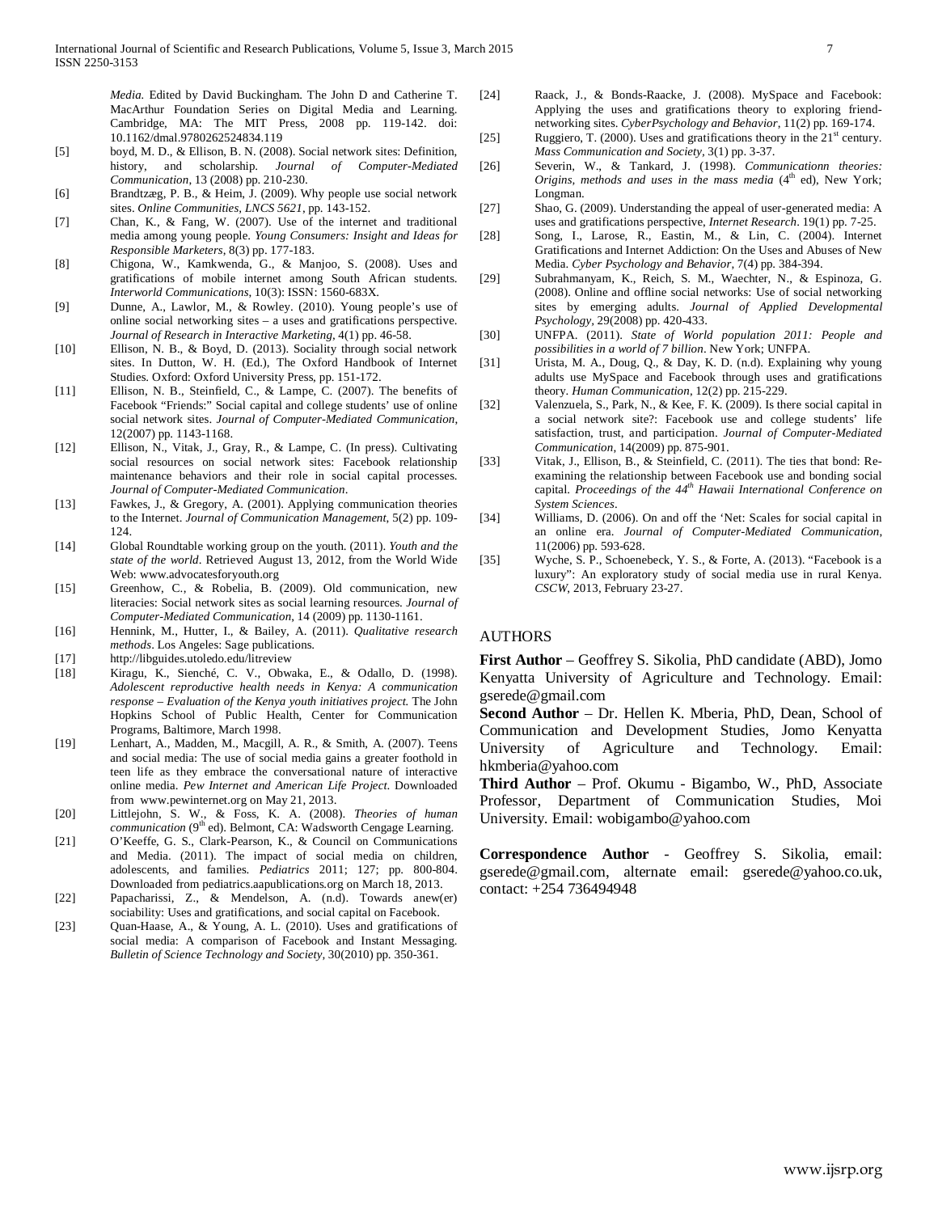*Media.* Edited by David Buckingham. The John D and Catherine T. MacArthur Foundation Series on Digital Media and Learning. Cambridge, MA: The MIT Press, 2008 pp. 119-142. doi: 10.1162/dmal.9780262524834.119

[5] boyd, M. D., & Ellison, B. N. (2008). Social network sites: Definition, history, and scholarship. *Journal of Computer-Mediated Communication*, 13 (2008) pp. 210-230.

[6] Brandtzæg, P. B., & Heim, J. (2009). Why people use social network sites. *Online Communities, LNCS 5621*, pp. 143-152.

[7] Chan, K., & Fang, W. (2007). Use of the internet and traditional media among young people. *Young Consumers: Insight and Ideas for Responsible Marketers*, 8(3) pp. 177-183.

[8] Chigona, W., Kamkwenda, G., & Manjoo, S. (2008). Uses and gratifications of mobile internet among South African students. *Interworld Communications*, 10(3): ISSN: 1560-683X.

[9] Dunne, A., Lawlor, M., & Rowley. (2010). Young people's use of online social networking sites – a uses and gratifications perspective. *Journal of Research in Interactive Marketing*, 4(1) pp. 46-58.

[10] Ellison, N. B., & Boyd, D. (2013). Sociality through social network sites. In Dutton, W. H. (Ed.), The Oxford Handbook of Internet Studies. Oxford: Oxford University Press, pp. 151-172.

[11] Ellison, N. B., Steinfield, C., & Lampe, C. (2007). The benefits of Facebook "Friends:" Social capital and college students' use of online social network sites. *Journal of Computer-Mediated Communication*, 12(2007) pp. 1143-1168.

[12] Ellison, N., Vitak, J., Gray, R., & Lampe, C. (In press). Cultivating social resources on social network sites: Facebook relationship maintenance behaviors and their role in social capital processes. *Journal of Computer-Mediated Communication*.

[13] Fawkes, J., & Gregory, A. (2001). Applying communication theories to the Internet. *Journal of Communication Management*, 5(2) pp. 109-124.

[14] Global Roundtable working group on the youth. (2011). *Youth and the state of the world*. Retrieved August 13, 2012, from the World Wide Web: www.advocatesforyouth.org

[15] Greenhow, C., & Robelia, B. (2009). Old communication, new literacies: Social network sites as social learning resources. *Journal of Computer-Mediated Communication*, 14 (2009) pp. 1130-1161.

[16] Hennink, M., Hutter, I., & Bailey, A. (2011). *Qualitative research methods*. Los Angeles: Sage publications.

[17] http://libguides.utoledo.edu/litreview

[18] Kiragu, K., Sienché, C. V., Obwaka, E., & Odallo, D. (1998). *Adolescent reproductive health needs in Kenya: A communication response – Evaluation of the Kenya youth initiatives project.* The John Hopkins School of Public Health, Center for Communication Programs, Baltimore, March 1998.

[19] Lenhart, A., Madden, M., Macgill, A. R., & Smith, A. (2007). Teens and social media: The use of social media gains a greater foothold in teen life as they embrace the conversational nature of interactive online media. *Pew Internet and American Life Project.* Downloaded from www.pewinternet.org on May 21, 2013.

[20] Littlejohn, S. W., & Foss, K. A. (2008). *Theories of human communication* (9th ed). Belmont, CA: Wadsworth Cengage Learning.

[21] O'Keeffe, G. S., Clark-Pearson, K., & Council on Communications and Media. (2011). The impact of social media on children, adolescents, and families. *Pediatrics* 2011; 127; pp. 800-804. Downloaded from pediatrics.aapublications.org on March 18, 2013.

[22] Papacharissi, Z., & Mendelson, A. (n.d). Towards anew(er) sociability: Uses and gratifications, and social capital on Facebook.

[23] Quan-Haase, A., & Young, A. L. (2010). Uses and gratifications of social media: A comparison of Facebook and Instant Messaging. *Bulletin of Science Technology and Society*, 30(2010) pp. 350-361.

[24] Raack, J., & Bonds-Raacke, J. (2008). MySpace and Facebook: Applying the uses and gratifications theory to exploring friend-networking sites. *CyberPsychology and Behavior*, 11(2) pp. 169-174.

[25] Ruggiero, T. (2000). Uses and gratifications theory in the 21st century. *Mass Communication and Society*, 3(1) pp. 3-37.

[26] Severin, W., & Tankard, J. (1998). *Communicationn theories: Origins, methods and uses in the mass media* (4th ed), New York; Longman.

[27] Shao, G. (2009). Understanding the appeal of user-generated media: A uses and gratifications perspective, *Internet Research*. 19(1) pp. 7-25.

[28] Song, I., Larose, R., Eastin, M., & Lin, C. (2004). Internet Gratifications and Internet Addiction: On the Uses and Abuses of New Media. *Cyber Psychology and Behavior*, 7(4) pp. 384-394.

[29] Subrahmanyam, K., Reich, S. M., Waechter, N., & Espinoza, G. (2008). Online and offline social networks: Use of social networking sites by emerging adults. *Journal of Applied Developmental Psychology*, 29(2008) pp. 420-433.

[30] UNFPA. (2011). *State of World population 2011: People and possibilities in a world of 7 billion*. New York; UNFPA.

[31] Urista, M. A., Doug, Q., & Day, K. D. (n.d). Explaining why young adults use MySpace and Facebook through uses and gratifications theory. *Human Communication*, 12(2) pp. 215-229.

[32] Valenzuela, S., Park, N., & Kee, F. K. (2009). Is there social capital in a social network site?: Facebook use and college students' life satisfaction, trust, and participation. *Journal of Computer-Mediated Communication*, 14(2009) pp. 875-901.

[33] Vitak, J., Ellison, B., & Steinfield, C. (2011). The ties that bond: Re-examining the relationship between Facebook use and bonding social capital. *Proceedings of the 44th Hawaii International Conference on System Sciences*.

[34] Williams, D. (2006). On and off the 'Net: Scales for social capital in an online era. *Journal of Computer-Mediated Communication*, 11(2006) pp. 593-628.

[35] Wyche, S. P., Schoenebeck, Y. S., & Forte, A. (2013). "Facebook is a luxury": An exploratory study of social media use in rural Kenya. *CSCW*, 2013, February 23-27.

## AUTHORS

**First Author** – Geoffrey S. Sikolia, PhD candidate (ABD), Jomo Kenyatta University of Agriculture and Technology. Email: gserede@gmail.com

**Second Author** – Dr. Hellen K. Mberia, PhD, Dean, School of Communication and Development Studies, Jomo Kenyatta University of Agriculture and Technology. Email: hkmberia@yahoo.com

**Third Author** – Prof. Okumu - Bigambo, W., PhD, Associate Professor, Department of Communication Studies, Moi University. Email: wobigambo@yahoo.com

**Correspondence Author** - Geoffrey S. Sikolia, email: gserede@gmail.com, alternate email: gserede@yahoo.co.uk, contact: +254 736494948